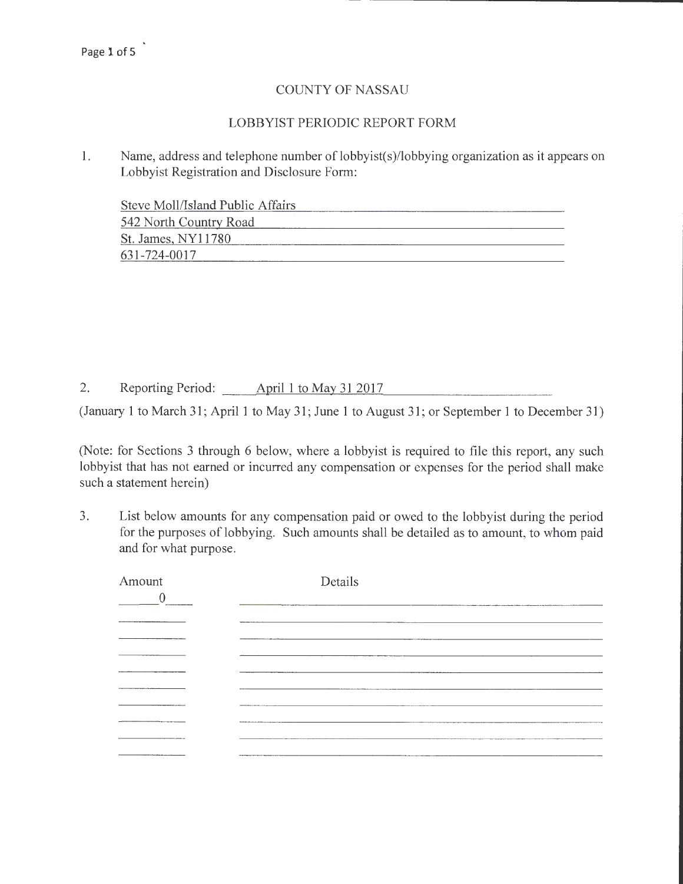# COUNTY OF NASSAU

## LOBBYIST PERIODIC REPORT FORM

1. Name, address and telephone number of lobbyist(s)/lobbying organization as it appears on Lobbyist Registration and Disclosure Form:

   Steve Moll/Island Public Affairs
   542 North Country Road
   St. James, NY11780
   631-724-0017

2. Reporting Period: April 1 to May 31 2017

(January 1 to March 31; April 1 to May 31; June 1 to August 31; or September 1 to December 31)

(Note: for Sections 3 through 6 below, where a lobbyist is required to file this report, any such lobbyist that has not earned or incurred any compensation or expenses for the period shall make such a statement herein)

3. List below amounts for any compensation paid or owed to the lobbyist during the period for the purposes of lobbying. Such amounts shall be detailed as to amount, to whom paid and for what purpose.

| Amount | Details |
|---|---|
| 0 | |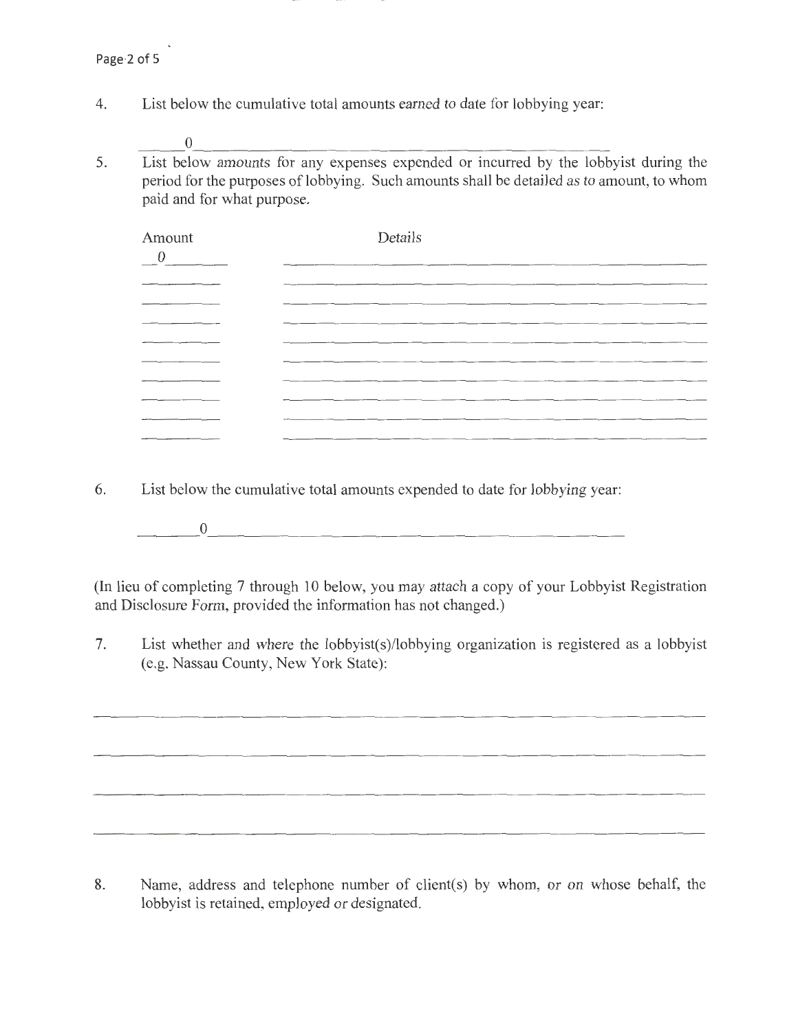4. List below the cumulative total amounts earned to date for lobbying year:

   0

5. List below amounts for any expenses expended or incurred by the lobbyist during the period for the purposes of lobbying. Such amounts shall be detailed as to amount, to whom paid and for what purpose.

| Amount | Details |
|---|---|
| 0 | |
| | |
| | |
| | |
| | |
| | |
| | |
| | |
| | |
| | |

6. List below the cumulative total amounts expended to date for lobbying year:

   0

(In lieu of completing 7 through 10 below, you may attach a copy of your Lobbyist Registration and Disclosure Form, provided the information has not changed.)

7. List whether and where the lobbyist(s)/lobbying organization is registered as a lobbyist (e.g. Nassau County, New York State):

8. Name, address and telephone number of client(s) by whom, or on whose behalf, the lobbyist is retained, employed or designated.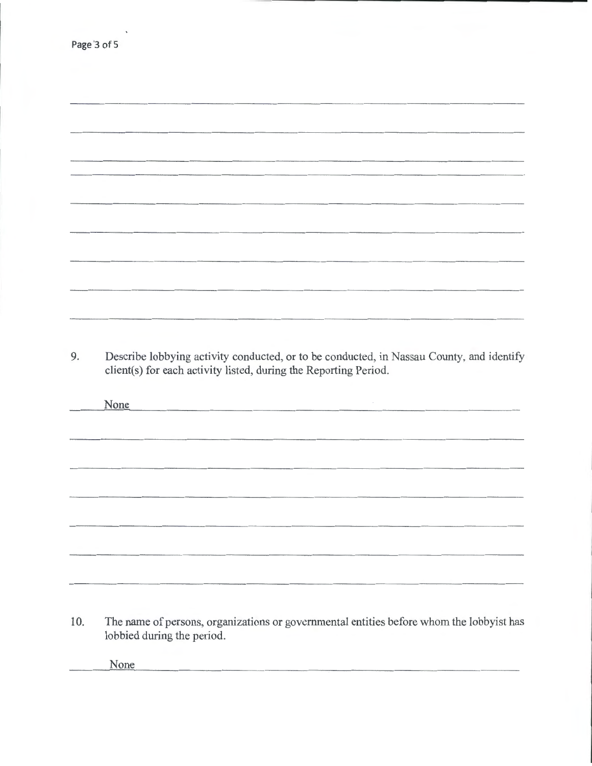9. Describe lobbying activity conducted, or to be conducted, in Nassau County, and identify client(s) for each activity listed, during the Reporting Period.

None

10. The name of persons, organizations or governmental entities before whom the lobbyist has lobbied during the period.

None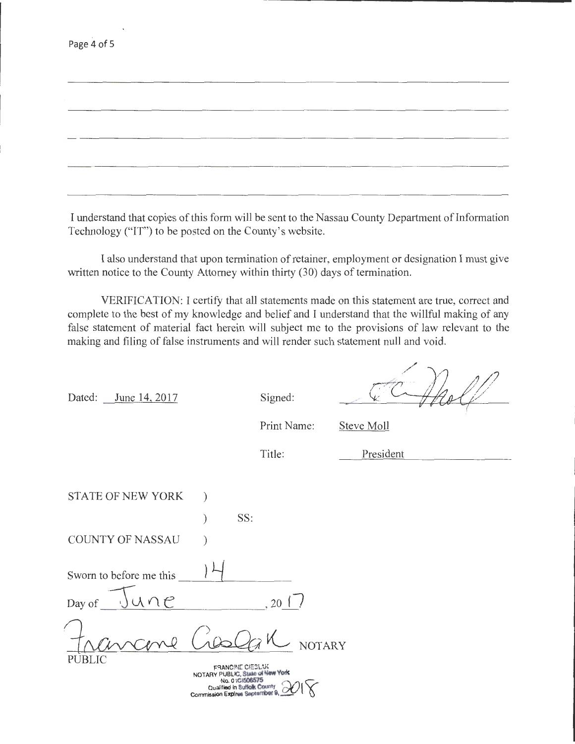I understand that copies of this form will be sent to the Nassau County Department of Information Technology ("IT") to be posted on the County's website.

I also understand that upon termination of retainer, employment or designation I must give written notice to the County Attorney within thirty (30) days of termination.

VERIFICATION: I certify that all statements made on this statement are true, correct and complete to the best of my knowledge and belief and I understand that the willful making of any false statement of material fact herein will subject me to the provisions of law relevant to the making and filing of false instruments and will render such statement null and void.

Dated: June 14, 2017

Signed: [signature]

Print Name: Steve Moll

Title: President

STATE OF NEW YORK )
) SS:
COUNTY OF NASSAU )

Sworn to before me this 14

Day of June, 2017

[signature] NOTARY PUBLIC

FRANCINE CIESLAK
NOTARY PUBLIC, State of New York
No. 01CI506575
Qualified in Suffolk County
Commission Expires September 9, 2018